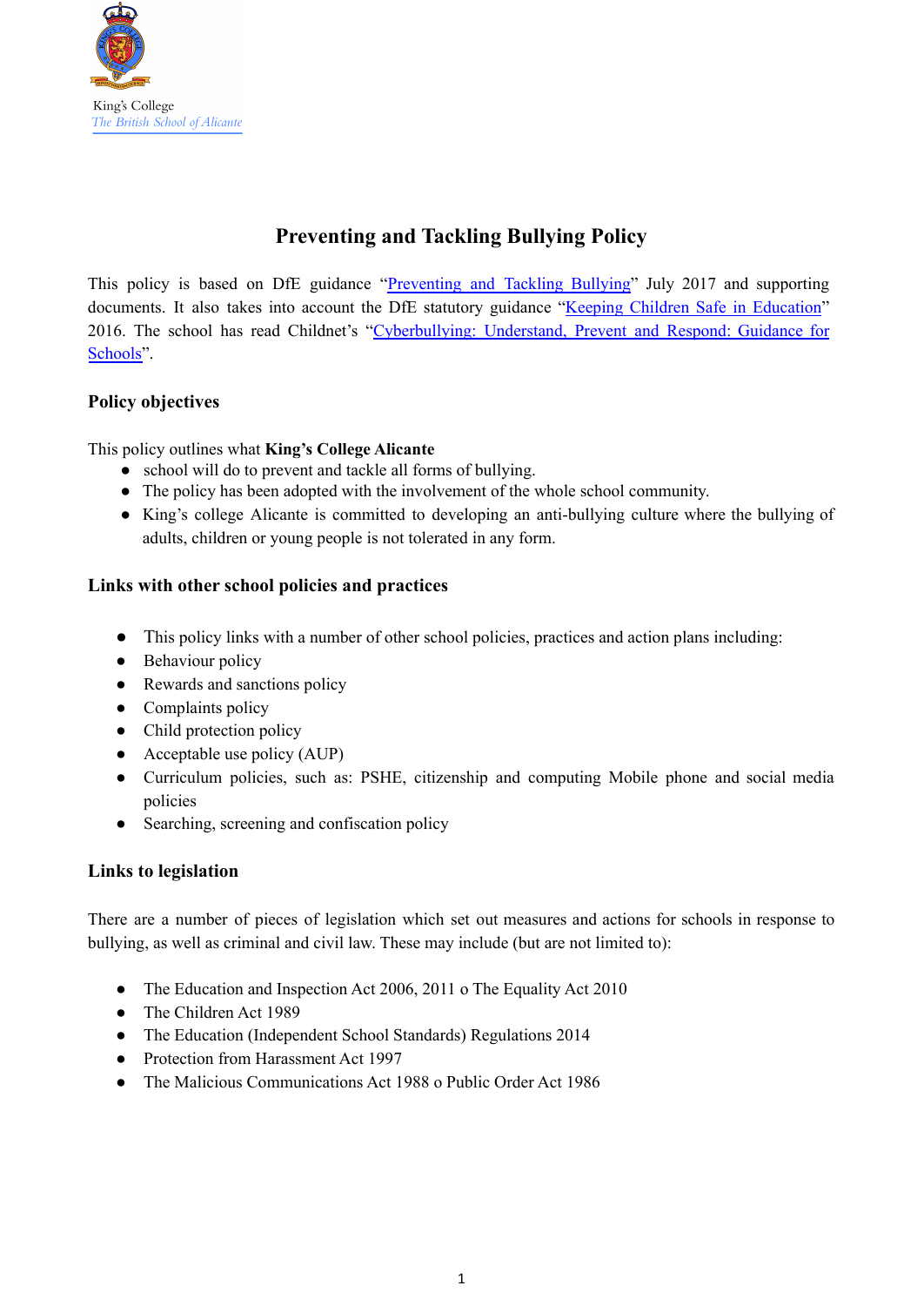King's College
*The British School of Alicante*

# Preventing and Tackling Bullying Policy

This policy is based on DfE guidance "[Preventing and Tackling Bullying]" July 2017 and supporting documents. It also takes into account the DfE statutory guidance "[Keeping Children Safe in Education]" 2016. The school has read Childnet's "[Cyberbullying: Understand, Prevent and Respond: Guidance for Schools]".

## Policy objectives

This policy outlines what **King's College Alicante**

- school will do to prevent and tackle all forms of bullying.
- The policy has been adopted with the involvement of the whole school community.
- King's college Alicante is committed to developing an anti-bullying culture where the bullying of adults, children or young people is not tolerated in any form.

## Links with other school policies and practices

- This policy links with a number of other school policies, practices and action plans including:
- Behaviour policy
- Rewards and sanctions policy
- Complaints policy
- Child protection policy
- Acceptable use policy (AUP)
- Curriculum policies, such as: PSHE, citizenship and computing Mobile phone and social media policies
- Searching, screening and confiscation policy

## Links to legislation

There are a number of pieces of legislation which set out measures and actions for schools in response to bullying, as well as criminal and civil law. These may include (but are not limited to):

- The Education and Inspection Act 2006, 2011 o The Equality Act 2010
- The Children Act 1989
- The Education (Independent School Standards) Regulations 2014
- Protection from Harassment Act 1997
- The Malicious Communications Act 1988 o Public Order Act 1986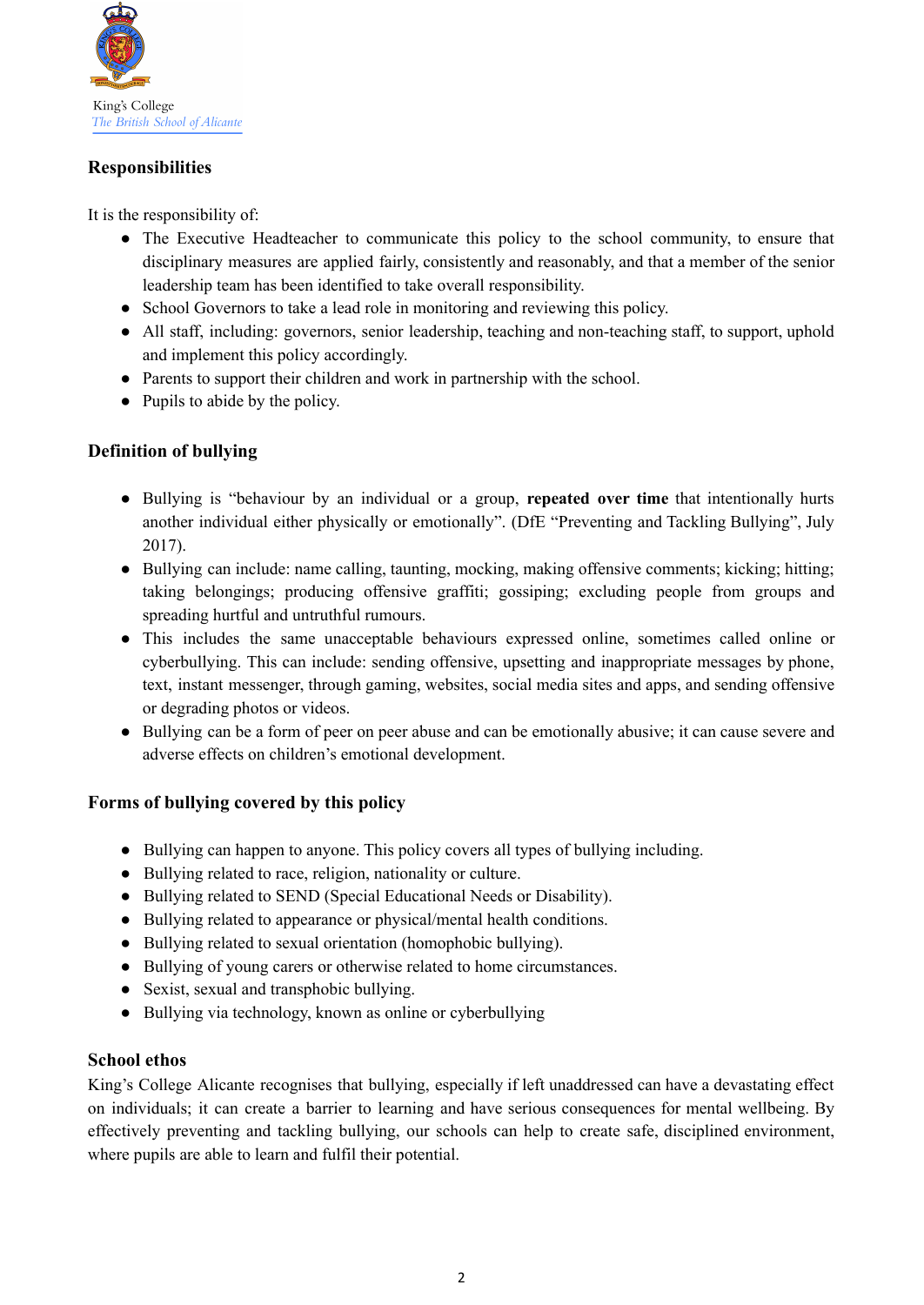## Responsibilities

It is the responsibility of:

- The Executive Headteacher to communicate this policy to the school community, to ensure that disciplinary measures are applied fairly, consistently and reasonably, and that a member of the senior leadership team has been identified to take overall responsibility.
- School Governors to take a lead role in monitoring and reviewing this policy.
- All staff, including: governors, senior leadership, teaching and non-teaching staff, to support, uphold and implement this policy accordingly.
- Parents to support their children and work in partnership with the school.
- Pupils to abide by the policy.

## Definition of bullying

- Bullying is "behaviour by an individual or a group, **repeated over time** that intentionally hurts another individual either physically or emotionally". (DfE "Preventing and Tackling Bullying", July 2017).
- Bullying can include: name calling, taunting, mocking, making offensive comments; kicking; hitting; taking belongings; producing offensive graffiti; gossiping; excluding people from groups and spreading hurtful and untruthful rumours.
- This includes the same unacceptable behaviours expressed online, sometimes called online or cyberbullying. This can include: sending offensive, upsetting and inappropriate messages by phone, text, instant messenger, through gaming, websites, social media sites and apps, and sending offensive or degrading photos or videos.
- Bullying can be a form of peer on peer abuse and can be emotionally abusive; it can cause severe and adverse effects on children's emotional development.

## Forms of bullying covered by this policy

- Bullying can happen to anyone. This policy covers all types of bullying including.
- Bullying related to race, religion, nationality or culture.
- Bullying related to SEND (Special Educational Needs or Disability).
- Bullying related to appearance or physical/mental health conditions.
- Bullying related to sexual orientation (homophobic bullying).
- Bullying of young carers or otherwise related to home circumstances.
- Sexist, sexual and transphobic bullying.
- Bullying via technology, known as online or cyberbullying

## School ethos

King's College Alicante recognises that bullying, especially if left unaddressed can have a devastating effect on individuals; it can create a barrier to learning and have serious consequences for mental wellbeing. By effectively preventing and tackling bullying, our schools can help to create safe, disciplined environment, where pupils are able to learn and fulfil their potential.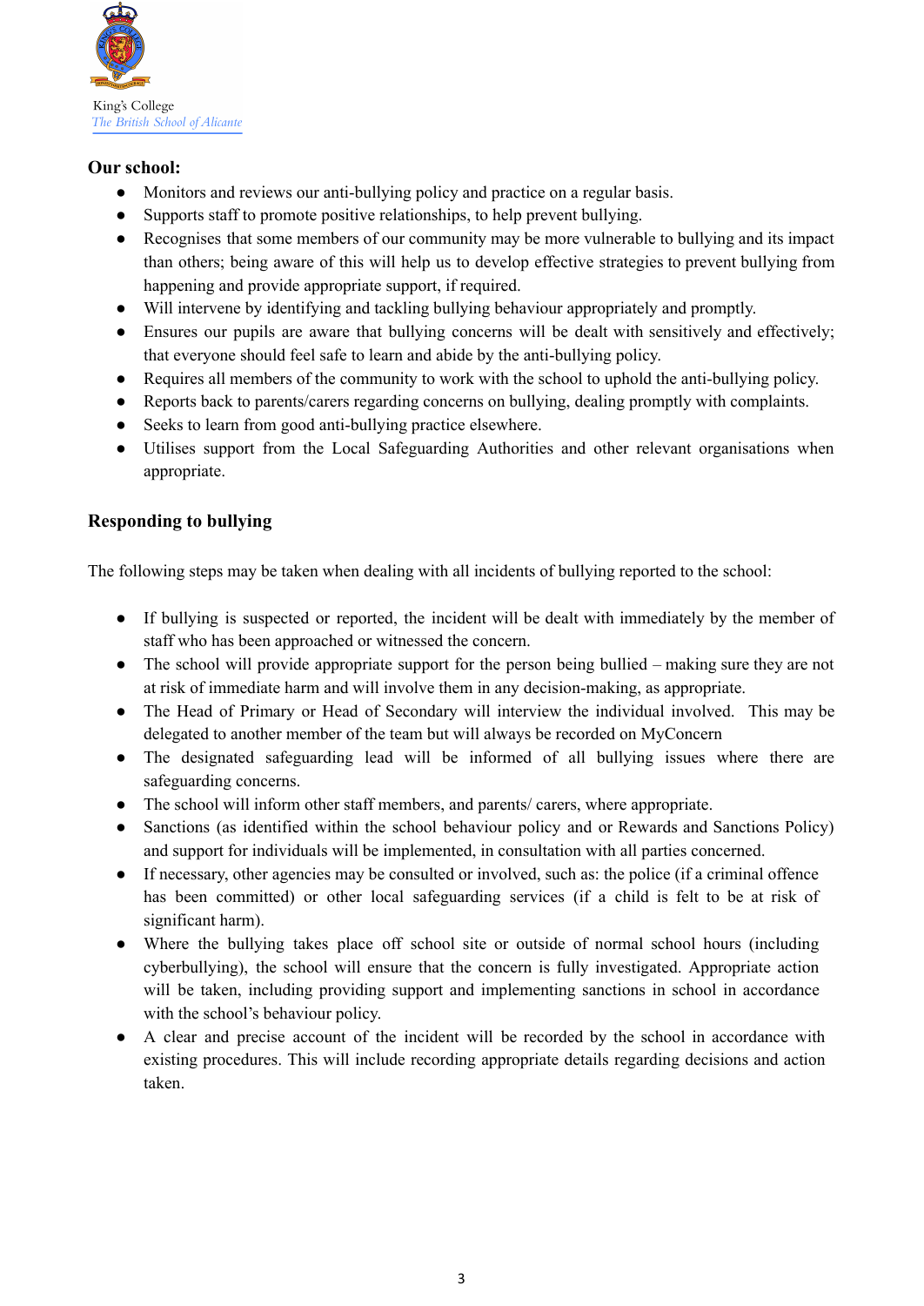**Our school:**

- Monitors and reviews our anti-bullying policy and practice on a regular basis.
- Supports staff to promote positive relationships, to help prevent bullying.
- Recognises that some members of our community may be more vulnerable to bullying and its impact than others; being aware of this will help us to develop effective strategies to prevent bullying from happening and provide appropriate support, if required.
- Will intervene by identifying and tackling bullying behaviour appropriately and promptly.
- Ensures our pupils are aware that bullying concerns will be dealt with sensitively and effectively; that everyone should feel safe to learn and abide by the anti-bullying policy.
- Requires all members of the community to work with the school to uphold the anti-bullying policy.
- Reports back to parents/carers regarding concerns on bullying, dealing promptly with complaints.
- Seeks to learn from good anti-bullying practice elsewhere.
- Utilises support from the Local Safeguarding Authorities and other relevant organisations when appropriate.

## Responding to bullying

The following steps may be taken when dealing with all incidents of bullying reported to the school:

- If bullying is suspected or reported, the incident will be dealt with immediately by the member of staff who has been approached or witnessed the concern.
- The school will provide appropriate support for the person being bullied – making sure they are not at risk of immediate harm and will involve them in any decision-making, as appropriate.
- The Head of Primary or Head of Secondary will interview the individual involved. This may be delegated to another member of the team but will always be recorded on MyConcern
- The designated safeguarding lead will be informed of all bullying issues where there are safeguarding concerns.
- The school will inform other staff members, and parents/ carers, where appropriate.
- Sanctions (as identified within the school behaviour policy and or Rewards and Sanctions Policy) and support for individuals will be implemented, in consultation with all parties concerned.
- If necessary, other agencies may be consulted or involved, such as: the police (if a criminal offence has been committed) or other local safeguarding services (if a child is felt to be at risk of significant harm).
- Where the bullying takes place off school site or outside of normal school hours (including cyberbullying), the school will ensure that the concern is fully investigated. Appropriate action will be taken, including providing support and implementing sanctions in school in accordance with the school's behaviour policy.
- A clear and precise account of the incident will be recorded by the school in accordance with existing procedures. This will include recording appropriate details regarding decisions and action taken.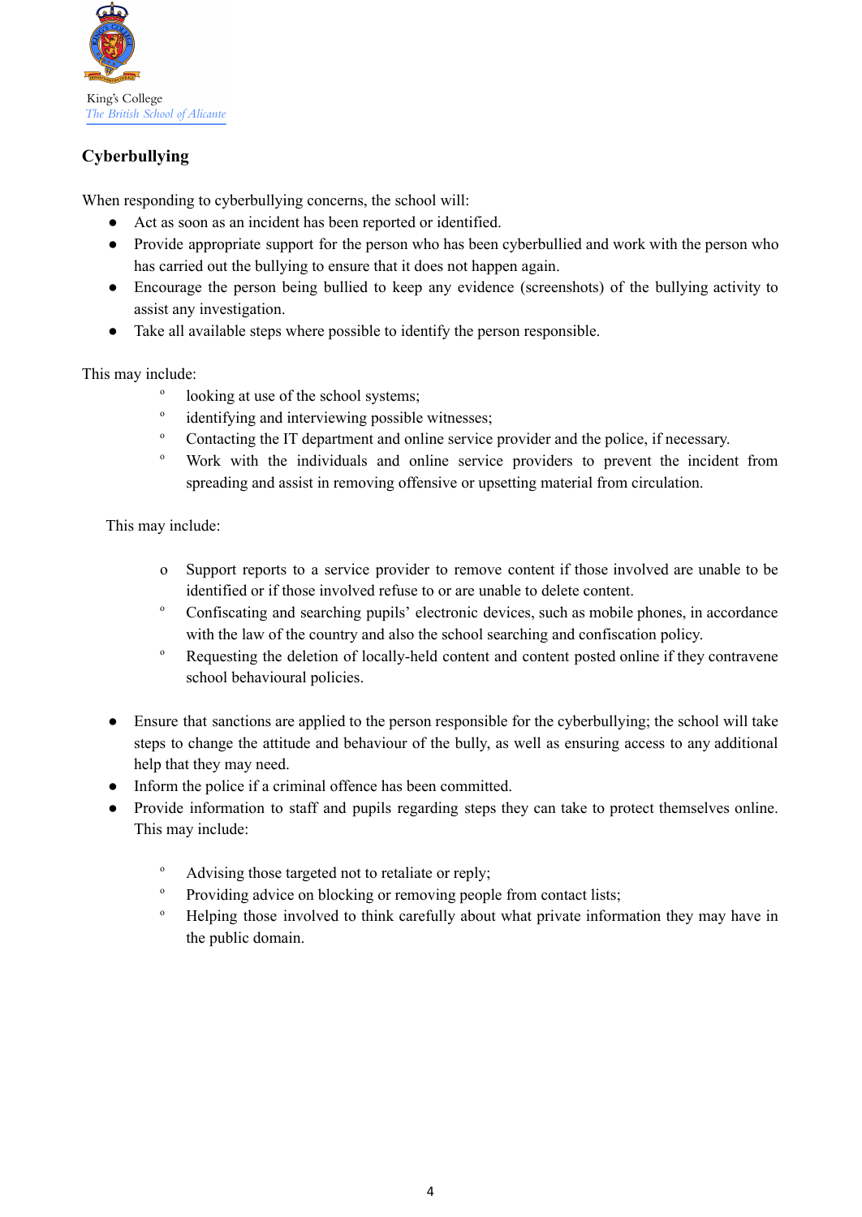King's College
*The British School of Alicante*

## Cyberbullying

When responding to cyberbullying concerns, the school will:

- Act as soon as an incident has been reported or identified.
- Provide appropriate support for the person who has been cyberbullied and work with the person who has carried out the bullying to ensure that it does not happen again.
- Encourage the person being bullied to keep any evidence (screenshots) of the bullying activity to assist any investigation.
- Take all available steps where possible to identify the person responsible.

This may include:

  - looking at use of the school systems;
  - identifying and interviewing possible witnesses;
  - Contacting the IT department and online service provider and the police, if necessary.
  - Work with the individuals and online service providers to prevent the incident from spreading and assist in removing offensive or upsetting material from circulation.

This may include:

  - Support reports to a service provider to remove content if those involved are unable to be identified or if those involved refuse to or are unable to delete content.
  - Confiscating and searching pupils' electronic devices, such as mobile phones, in accordance with the law of the country and also the school searching and confiscation policy.
  - Requesting the deletion of locally-held content and content posted online if they contravene school behavioural policies.

- Ensure that sanctions are applied to the person responsible for the cyberbullying; the school will take steps to change the attitude and behaviour of the bully, as well as ensuring access to any additional help that they may need.
- Inform the police if a criminal offence has been committed.
- Provide information to staff and pupils regarding steps they can take to protect themselves online. This may include:

  - Advising those targeted not to retaliate or reply;
  - Providing advice on blocking or removing people from contact lists;
  - Helping those involved to think carefully about what private information they may have in the public domain.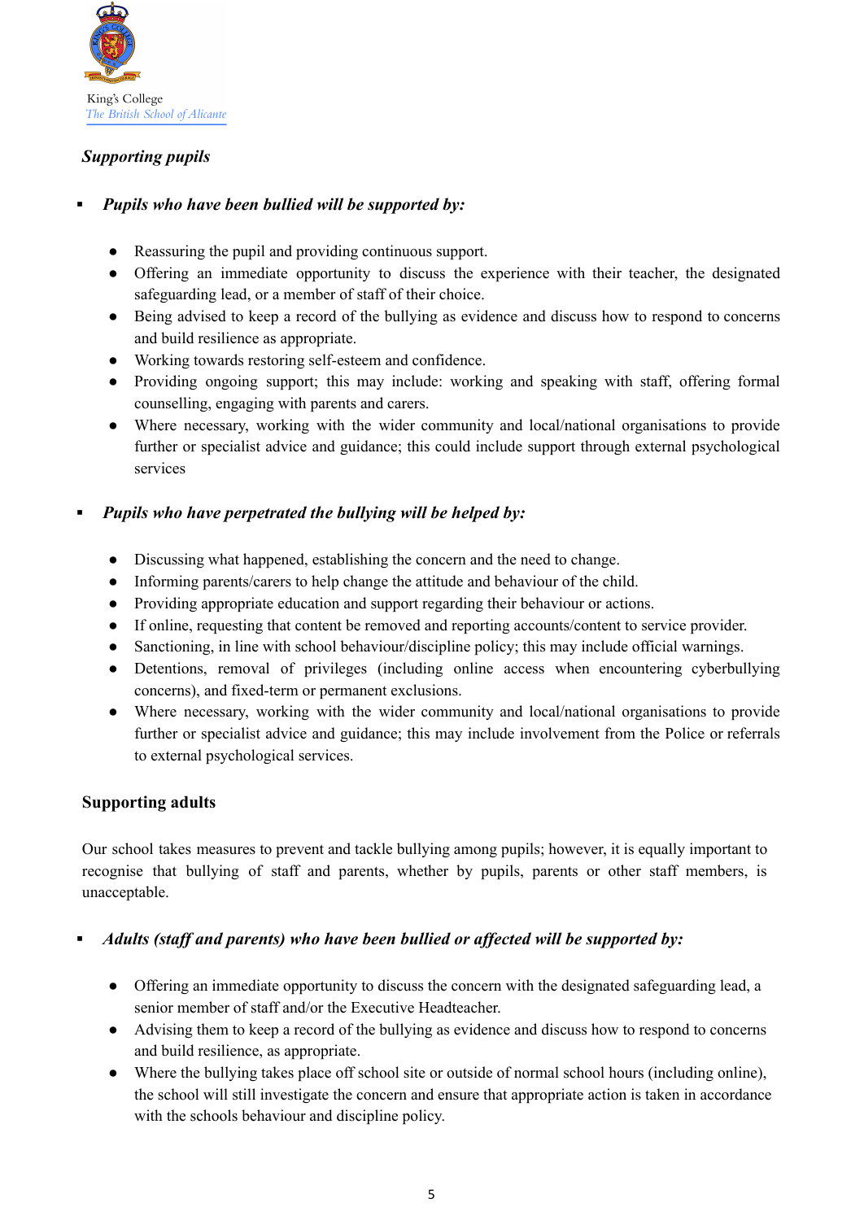### *Supporting pupils*

- ***Pupils who have been bullied will be supported by:***

  - Reassuring the pupil and providing continuous support.
  - Offering an immediate opportunity to discuss the experience with their teacher, the designated safeguarding lead, or a member of staff of their choice.
  - Being advised to keep a record of the bullying as evidence and discuss how to respond to concerns and build resilience as appropriate.
  - Working towards restoring self-esteem and confidence.
  - Providing ongoing support; this may include: working and speaking with staff, offering formal counselling, engaging with parents and carers.
  - Where necessary, working with the wider community and local/national organisations to provide further or specialist advice and guidance; this could include support through external psychological services

- ***Pupils who have perpetrated the bullying will be helped by:***

  - Discussing what happened, establishing the concern and the need to change.
  - Informing parents/carers to help change the attitude and behaviour of the child.
  - Providing appropriate education and support regarding their behaviour or actions.
  - If online, requesting that content be removed and reporting accounts/content to service provider.
  - Sanctioning, in line with school behaviour/discipline policy; this may include official warnings.
  - Detentions, removal of privileges (including online access when encountering cyberbullying concerns), and fixed-term or permanent exclusions.
  - Where necessary, working with the wider community and local/national organisations to provide further or specialist advice and guidance; this may include involvement from the Police or referrals to external psychological services.

### Supporting adults

Our school takes measures to prevent and tackle bullying among pupils; however, it is equally important to recognise that bullying of staff and parents, whether by pupils, parents or other staff members, is unacceptable.

- ***Adults (staff and parents) who have been bullied or affected will be supported by:***

  - Offering an immediate opportunity to discuss the concern with the designated safeguarding lead, a senior member of staff and/or the Executive Headteacher.
  - Advising them to keep a record of the bullying as evidence and discuss how to respond to concerns and build resilience, as appropriate.
  - Where the bullying takes place off school site or outside of normal school hours (including online), the school will still investigate the concern and ensure that appropriate action is taken in accordance with the schools behaviour and discipline policy.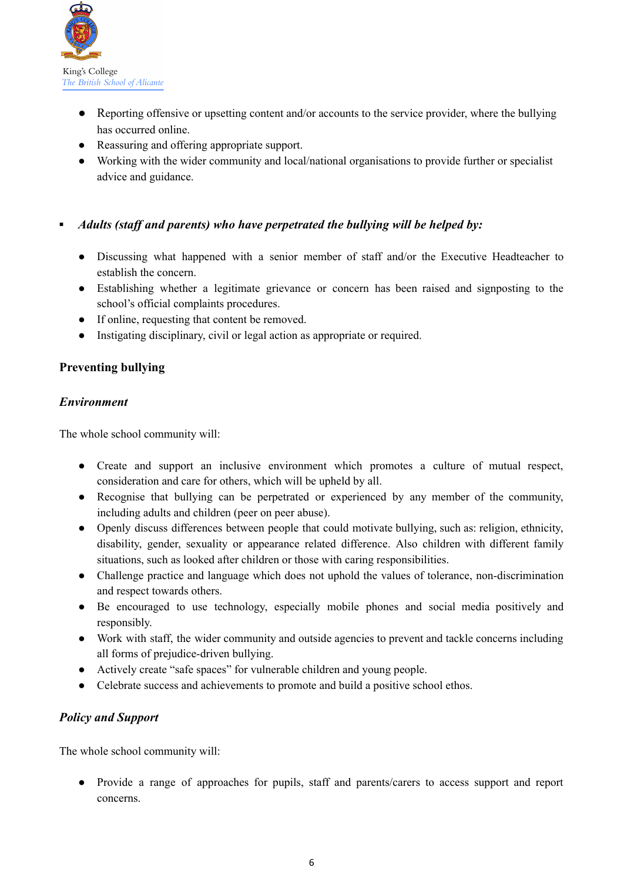- Reporting offensive or upsetting content and/or accounts to the service provider, where the bullying has occurred online.
- Reassuring and offering appropriate support.
- Working with the wider community and local/national organisations to provide further or specialist advice and guidance.

▪ ***Adults (staff and parents) who have perpetrated the bullying will be helped by:***

- Discussing what happened with a senior member of staff and/or the Executive Headteacher to establish the concern.
- Establishing whether a legitimate grievance or concern has been raised and signposting to the school's official complaints procedures.
- If online, requesting that content be removed.
- Instigating disciplinary, civil or legal action as appropriate or required.

## Preventing bullying

### *Environment*

The whole school community will:

- Create and support an inclusive environment which promotes a culture of mutual respect, consideration and care for others, which will be upheld by all.
- Recognise that bullying can be perpetrated or experienced by any member of the community, including adults and children (peer on peer abuse).
- Openly discuss differences between people that could motivate bullying, such as: religion, ethnicity, disability, gender, sexuality or appearance related difference. Also children with different family situations, such as looked after children or those with caring responsibilities.
- Challenge practice and language which does not uphold the values of tolerance, non-discrimination and respect towards others.
- Be encouraged to use technology, especially mobile phones and social media positively and responsibly.
- Work with staff, the wider community and outside agencies to prevent and tackle concerns including all forms of prejudice-driven bullying.
- Actively create "safe spaces" for vulnerable children and young people.
- Celebrate success and achievements to promote and build a positive school ethos.

### *Policy and Support*

The whole school community will:

- Provide a range of approaches for pupils, staff and parents/carers to access support and report concerns.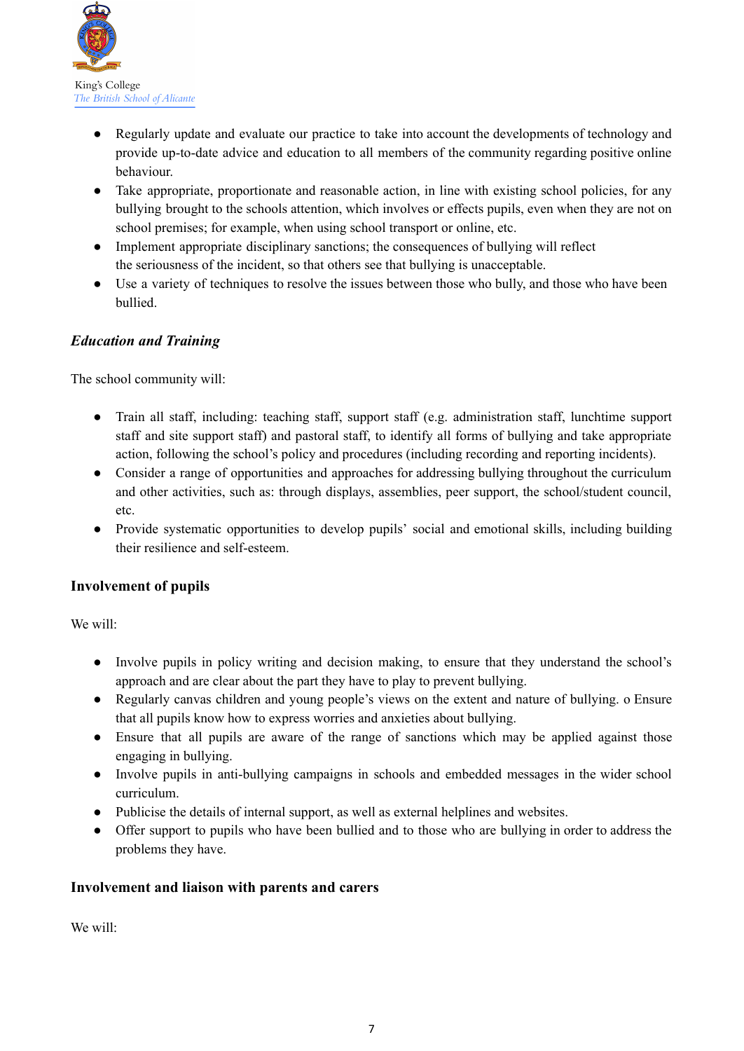- Regularly update and evaluate our practice to take into account the developments of technology and provide up-to-date advice and education to all members of the community regarding positive online behaviour.
- Take appropriate, proportionate and reasonable action, in line with existing school policies, for any bullying brought to the schools attention, which involves or effects pupils, even when they are not on school premises; for example, when using school transport or online, etc.
- Implement appropriate disciplinary sanctions; the consequences of bullying will reflect the seriousness of the incident, so that others see that bullying is unacceptable.
- Use a variety of techniques to resolve the issues between those who bully, and those who have been bullied.

### *Education and Training*

The school community will:

- Train all staff, including: teaching staff, support staff (e.g. administration staff, lunchtime support staff and site support staff) and pastoral staff, to identify all forms of bullying and take appropriate action, following the school's policy and procedures (including recording and reporting incidents).
- Consider a range of opportunities and approaches for addressing bullying throughout the curriculum and other activities, such as: through displays, assemblies, peer support, the school/student council, etc.
- Provide systematic opportunities to develop pupils' social and emotional skills, including building their resilience and self-esteem.

### Involvement of pupils

We will:

- Involve pupils in policy writing and decision making, to ensure that they understand the school's approach and are clear about the part they have to play to prevent bullying.
- Regularly canvas children and young people's views on the extent and nature of bullying. o Ensure that all pupils know how to express worries and anxieties about bullying.
- Ensure that all pupils are aware of the range of sanctions which may be applied against those engaging in bullying.
- Involve pupils in anti-bullying campaigns in schools and embedded messages in the wider school curriculum.
- Publicise the details of internal support, as well as external helplines and websites.
- Offer support to pupils who have been bullied and to those who are bullying in order to address the problems they have.

### Involvement and liaison with parents and carers

We will: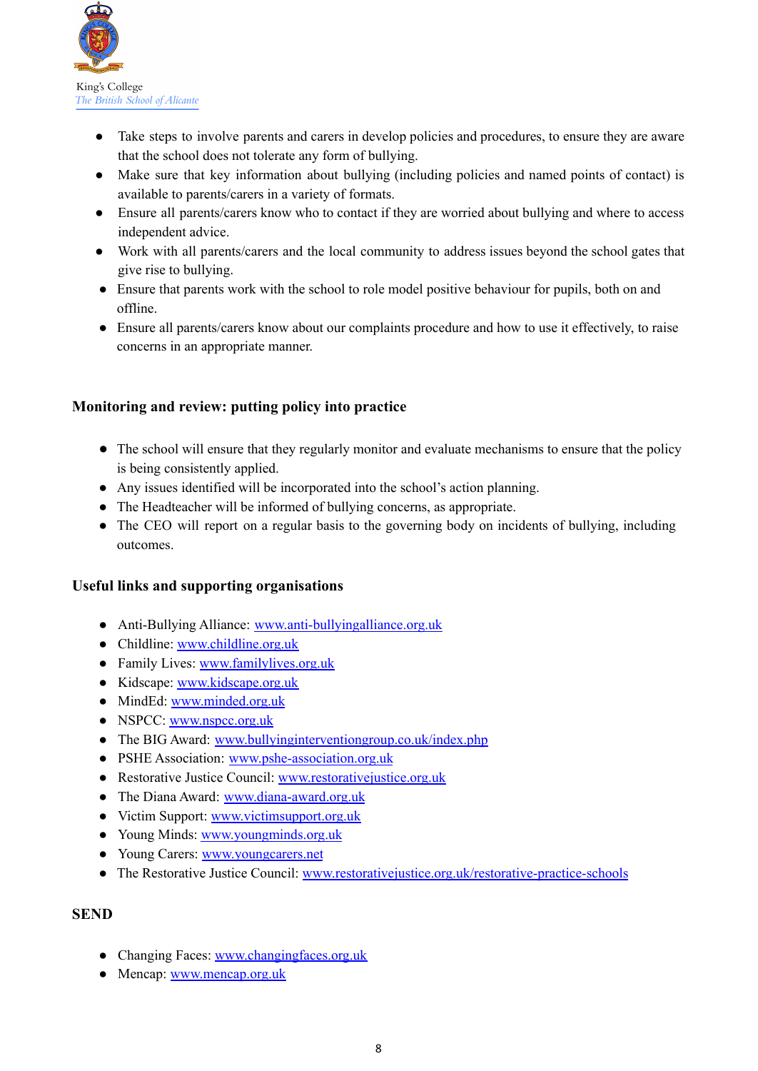- Take steps to involve parents and carers in develop policies and procedures, to ensure they are aware that the school does not tolerate any form of bullying.
- Make sure that key information about bullying (including policies and named points of contact) is available to parents/carers in a variety of formats.
- Ensure all parents/carers know who to contact if they are worried about bullying and where to access independent advice.
- Work with all parents/carers and the local community to address issues beyond the school gates that give rise to bullying.
- Ensure that parents work with the school to role model positive behaviour for pupils, both on and offline.
- Ensure all parents/carers know about our complaints procedure and how to use it effectively, to raise concerns in an appropriate manner.

## Monitoring and review: putting policy into practice

- The school will ensure that they regularly monitor and evaluate mechanisms to ensure that the policy is being consistently applied.
- Any issues identified will be incorporated into the school's action planning.
- The Headteacher will be informed of bullying concerns, as appropriate.
- The CEO will report on a regular basis to the governing body on incidents of bullying, including outcomes.

## Useful links and supporting organisations

- Anti-Bullying Alliance: www.anti-bullyingalliance.org.uk
- Childline: www.childline.org.uk
- Family Lives: www.familylives.org.uk
- Kidscape: www.kidscape.org.uk
- MindEd: www.minded.org.uk
- NSPCC: www.nspcc.org.uk
- The BIG Award: www.bullyinginterventiongroup.co.uk/index.php
- PSHE Association: www.pshe-association.org.uk
- Restorative Justice Council: www.restorativejustice.org.uk
- The Diana Award: www.diana-award.org.uk
- Victim Support: www.victimsupport.org.uk
- Young Minds: www.youngminds.org.uk
- Young Carers: www.youngcarers.net
- The Restorative Justice Council: www.restorativejustice.org.uk/restorative-practice-schools

## SEND

- Changing Faces: www.changingfaces.org.uk
- Mencap: www.mencap.org.uk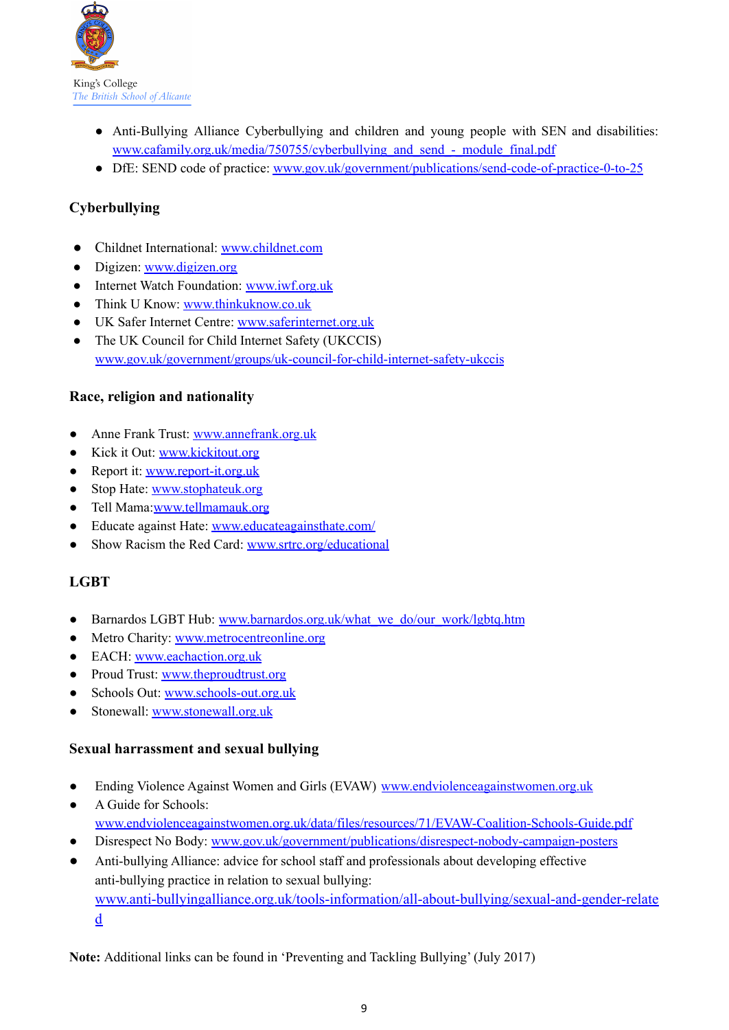- Anti-Bullying Alliance Cyberbullying and children and young people with SEN and disabilities: www.cafamily.org.uk/media/750755/cyberbullying_and_send_-_module_final.pdf
- DfE: SEND code of practice: www.gov.uk/government/publications/send-code-of-practice-0-to-25

## Cyberbullying

- Childnet International: www.childnet.com
- Digizen: www.digizen.org
- Internet Watch Foundation: www.iwf.org.uk
- Think U Know: www.thinkuknow.co.uk
- UK Safer Internet Centre: www.saferinternet.org.uk
- The UK Council for Child Internet Safety (UKCCIS) www.gov.uk/government/groups/uk-council-for-child-internet-safety-ukccis

## Race, religion and nationality

- Anne Frank Trust: www.annefrank.org.uk
- Kick it Out: www.kickitout.org
- Report it: www.report-it.org.uk
- Stop Hate: www.stophateuk.org
- Tell Mama:www.tellmamauk.org
- Educate against Hate: www.educateagainsthate.com/
- Show Racism the Red Card: www.srtrc.org/educational

## LGBT

- Barnardos LGBT Hub: www.barnardos.org.uk/what_we_do/our_work/lgbtq.htm
- Metro Charity: www.metrocentreonline.org
- EACH: www.eachaction.org.uk
- Proud Trust: www.theproudtrust.org
- Schools Out: www.schools-out.org.uk
- Stonewall: www.stonewall.org.uk

## Sexual harrassment and sexual bullying

- Ending Violence Against Women and Girls (EVAW) www.endviolenceagainstwomen.org.uk
- A Guide for Schools: www.endviolenceagainstwomen.org.uk/data/files/resources/71/EVAW-Coalition-Schools-Guide.pdf
- Disrespect No Body: www.gov.uk/government/publications/disrespect-nobody-campaign-posters
- Anti-bullying Alliance: advice for school staff and professionals about developing effective anti-bullying practice in relation to sexual bullying: www.anti-bullyingalliance.org.uk/tools-information/all-about-bullying/sexual-and-gender-related

**Note:** Additional links can be found in 'Preventing and Tackling Bullying' (July 2017)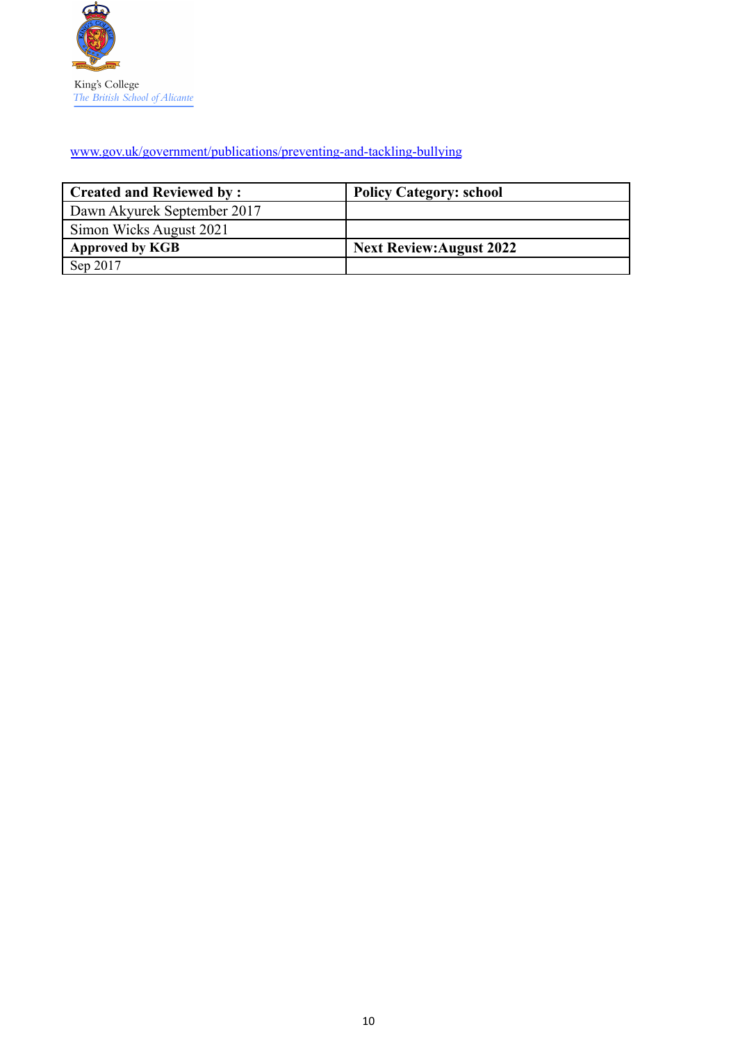King's College
*The British School of Alicante*

www.gov.uk/government/publications/preventing-and-tackling-bullying

| **Created and Reviewed by :** | **Policy Category: school** |
|---|---|
| Dawn Akyurek September 2017 | |
| Simon Wicks August 2021 | |
| **Approved by KGB** | **Next Review:August 2022** |
| Sep 2017 | |